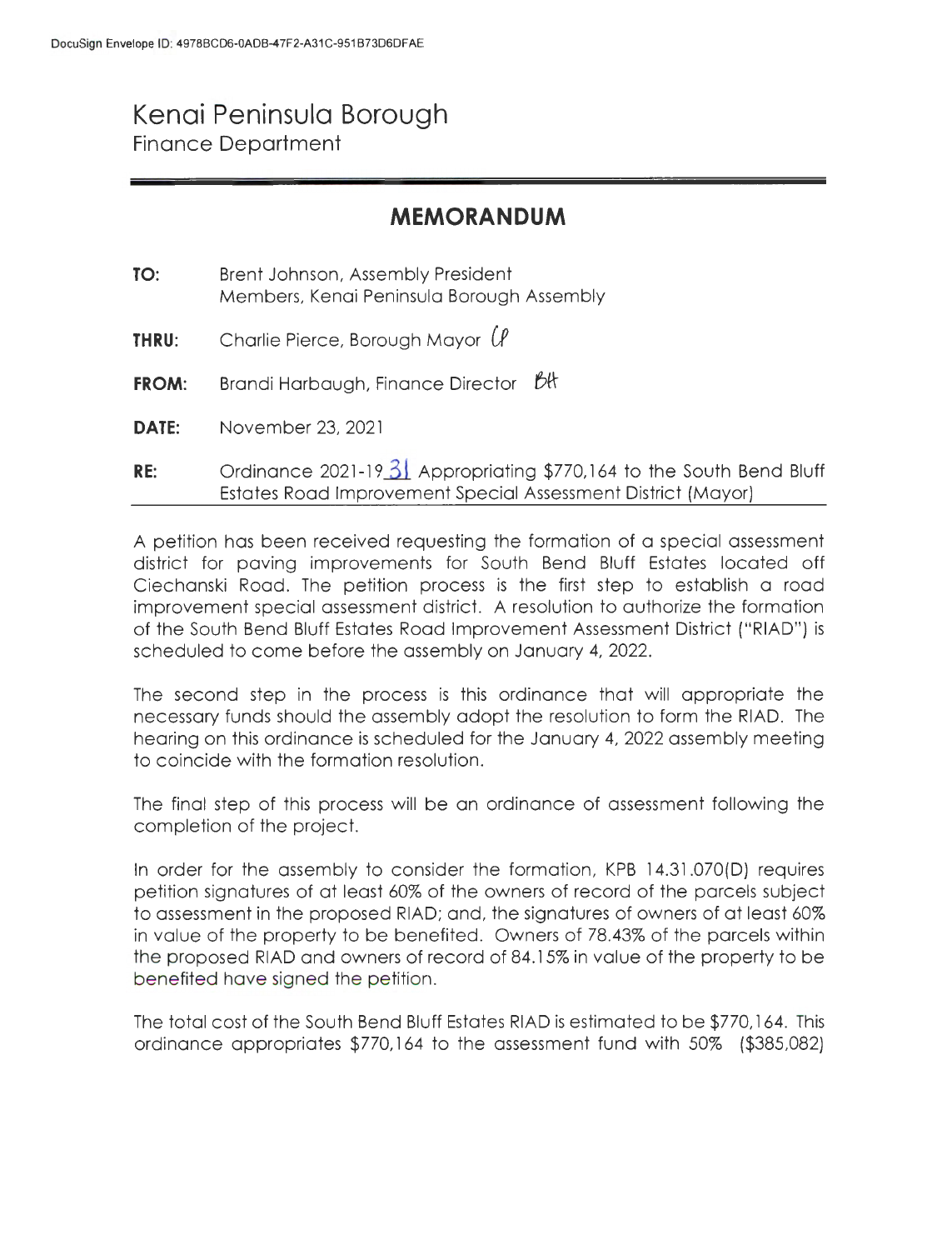DocuSign Envelope ID: 4978BCD6-0ADB-47F2-A31C-951B73D6DFAE

# Kenai Peninsula Borough

Finance Department

## MEMORANDUM

**TO:** Brent Johnson, Assembly President
Members, Kenai Peninsula Borough Assembly

**THRU:** Charlie Pierce, Borough Mayor *CP*

**FROM:** Brandi Harbaugh, Finance Director *BH*

**DATE:** November 23, 2021

**RE:** Ordinance 2021-19-31 Appropriating $770,164 to the South Bend Bluff Estates Road Improvement Special Assessment District (Mayor)

A petition has been received requesting the formation of a special assessment district for paving improvements for South Bend Bluff Estates located off Ciechanski Road. The petition process is the first step to establish a road improvement special assessment district. A resolution to authorize the formation of the South Bend Bluff Estates Road Improvement Assessment District ("RIAD") is scheduled to come before the assembly on January 4, 2022.

The second step in the process is this ordinance that will appropriate the necessary funds should the assembly adopt the resolution to form the RIAD. The hearing on this ordinance is scheduled for the January 4, 2022 assembly meeting to coincide with the formation resolution.

The final step of this process will be an ordinance of assessment following the completion of the project.

In order for the assembly to consider the formation, KPB 14.31.070(D) requires petition signatures of at least 60% of the owners of record of the parcels subject to assessment in the proposed RIAD; and, the signatures of owners of at least 60% in value of the property to be benefited. Owners of 78.43% of the parcels within the proposed RIAD and owners of record of 84.15% in value of the property to be benefited have signed the petition.

The total cost of the South Bend Bluff Estates RIAD is estimated to be $770,164. This ordinance appropriates $770,164 to the assessment fund with 50% ($385,082)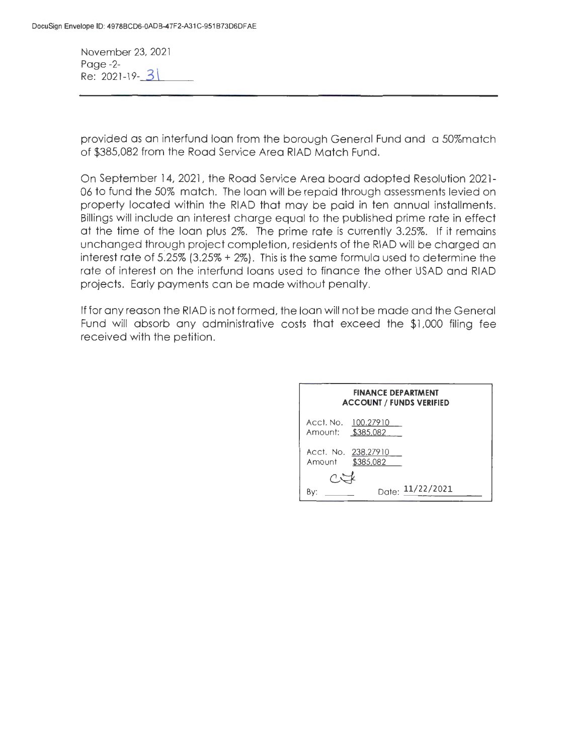provided as an interfund loan from the borough General Fund and a 50%match of $385,082 from the Road Service Area RIAD Match Fund.

On September 14, 2021, the Road Service Area board adopted Resolution 2021-06 to fund the 50% match. The loan will be repaid through assessments levied on property located within the RIAD that may be paid in ten annual installments. Billings will include an interest charge equal to the published prime rate in effect at the time of the loan plus 2%. The prime rate is currently 3.25%. If it remains unchanged through project completion, residents of the RIAD will be charged an interest rate of 5.25% (3.25% + 2%). This is the same formula used to determine the rate of interest on the interfund loans used to finance the other USAD and RIAD projects. Early payments can be made without penalty.

If for any reason the RIAD is not formed, the loan will not be made and the General Fund will absorb any administrative costs that exceed the $1,000 filing fee received with the petition.

**FINANCE DEPARTMENT**
**ACCOUNT / FUNDS VERIFIED**

Acct. No. 100.27910
Amount: $385,082

Acct. No. 238.27910
Amount $385,082

By: CK Date: 11/22/2021